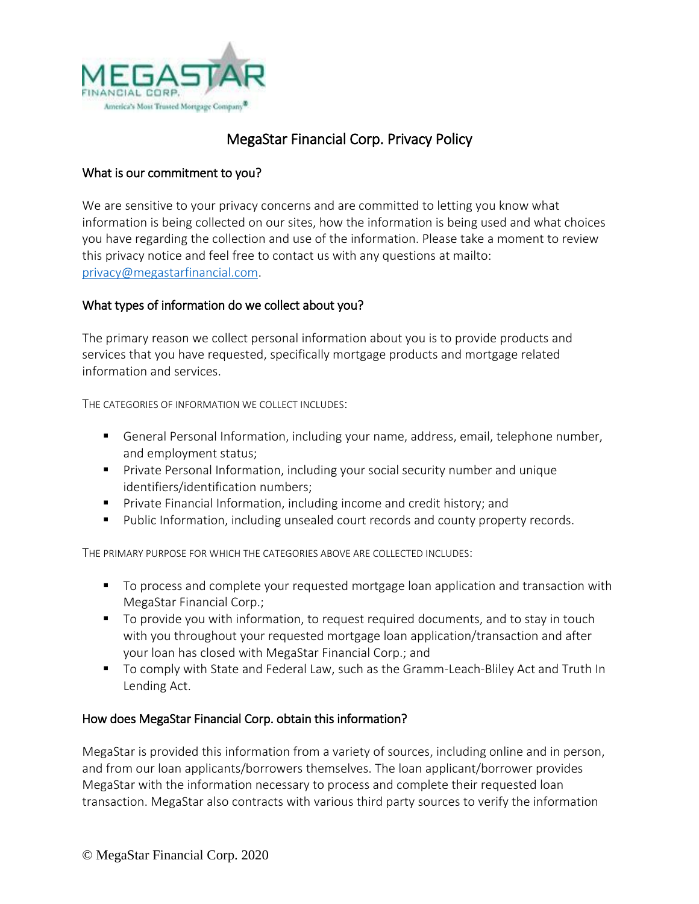# MegaStar Financial Corp. Privacy Policy

## What is our commitment to you?

We are sensitive to your privacy concerns and are committed to letting you know what information is being collected on our sites, how the information is being used and what choices you have regarding the collection and use of the information. Please take a moment to review this privacy notice and feel free to contact us with any questions at mailto: privacy@megastarfinancial.com.

## What types of information do we collect about you?

The primary reason we collect personal information about you is to provide products and services that you have requested, specifically mortgage products and mortgage related information and services.

THE CATEGORIES OF INFORMATION WE COLLECT INCLUDES:

- General Personal Information, including your name, address, email, telephone number, and employment status;
- Private Personal Information, including your social security number and unique identifiers/identification numbers;
- Private Financial Information, including income and credit history; and
- Public Information, including unsealed court records and county property records.

THE PRIMARY PURPOSE FOR WHICH THE CATEGORIES ABOVE ARE COLLECTED INCLUDES:

- To process and complete your requested mortgage loan application and transaction with MegaStar Financial Corp.;
- To provide you with information, to request required documents, and to stay in touch with you throughout your requested mortgage loan application/transaction and after your loan has closed with MegaStar Financial Corp.; and
- To comply with State and Federal Law, such as the Gramm-Leach-Bliley Act and Truth In Lending Act.

## How does MegaStar Financial Corp. obtain this information?

MegaStar is provided this information from a variety of sources, including online and in person, and from our loan applicants/borrowers themselves. The loan applicant/borrower provides MegaStar with the information necessary to process and complete their requested loan transaction. MegaStar also contracts with various third party sources to verify the information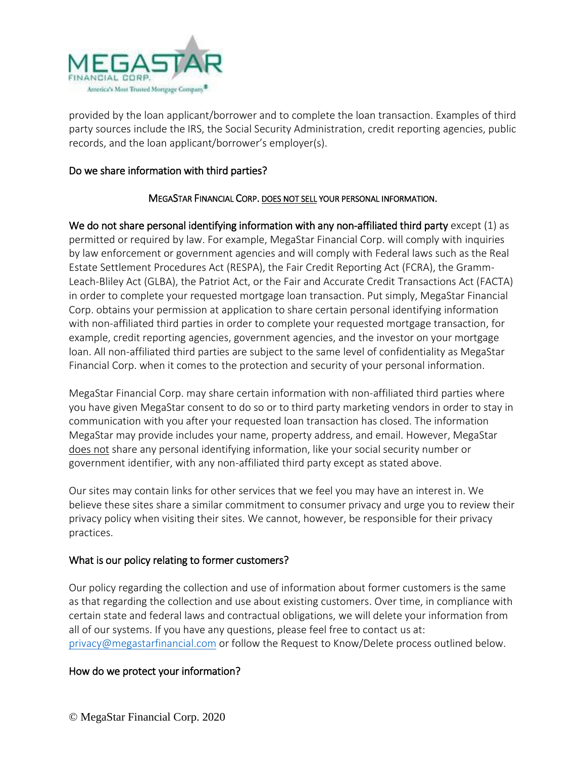provided by the loan applicant/borrower and to complete the loan transaction. Examples of third party sources include the IRS, the Social Security Administration, credit reporting agencies, public records, and the loan applicant/borrower's employer(s).

## Do we share information with third parties?

MEGASTAR FINANCIAL CORP. DOES NOT SELL YOUR PERSONAL INFORMATION.

**We do not share personal identifying information with any non-affiliated third party** except (1) as permitted or required by law. For example, MegaStar Financial Corp. will comply with inquiries by law enforcement or government agencies and will comply with Federal laws such as the Real Estate Settlement Procedures Act (RESPA), the Fair Credit Reporting Act (FCRA), the Gramm-Leach-Bliley Act (GLBA), the Patriot Act, or the Fair and Accurate Credit Transactions Act (FACTA) in order to complete your requested mortgage loan transaction. Put simply, MegaStar Financial Corp. obtains your permission at application to share certain personal identifying information with non-affiliated third parties in order to complete your requested mortgage transaction, for example, credit reporting agencies, government agencies, and the investor on your mortgage loan. All non-affiliated third parties are subject to the same level of confidentiality as MegaStar Financial Corp. when it comes to the protection and security of your personal information.

MegaStar Financial Corp. may share certain information with non-affiliated third parties where you have given MegaStar consent to do so or to third party marketing vendors in order to stay in communication with you after your requested loan transaction has closed. The information MegaStar may provide includes your name, property address, and email. However, MegaStar does not share any personal identifying information, like your social security number or government identifier, with any non-affiliated third party except as stated above.

Our sites may contain links for other services that we feel you may have an interest in. We believe these sites share a similar commitment to consumer privacy and urge you to review their privacy policy when visiting their sites. We cannot, however, be responsible for their privacy practices.

## What is our policy relating to former customers?

Our policy regarding the collection and use of information about former customers is the same as that regarding the collection and use about existing customers. Over time, in compliance with certain state and federal laws and contractual obligations, we will delete your information from all of our systems. If you have any questions, please feel free to contact us at: privacy@megastarfinancial.com or follow the Request to Know/Delete process outlined below.

## How do we protect your information?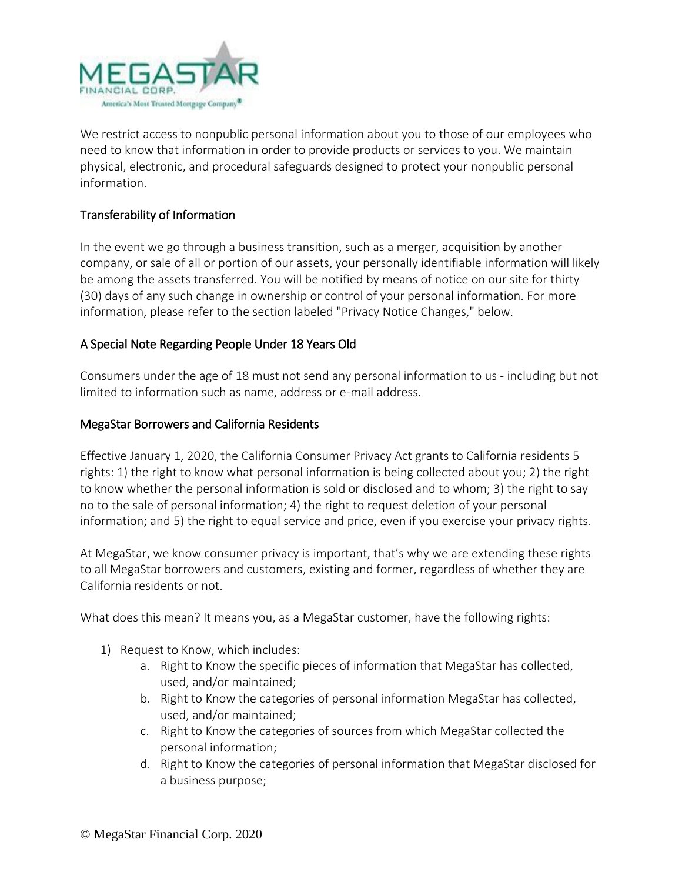We restrict access to nonpublic personal information about you to those of our employees who need to know that information in order to provide products or services to you. We maintain physical, electronic, and procedural safeguards designed to protect your nonpublic personal information.

## Transferability of Information

In the event we go through a business transition, such as a merger, acquisition by another company, or sale of all or portion of our assets, your personally identifiable information will likely be among the assets transferred. You will be notified by means of notice on our site for thirty (30) days of any such change in ownership or control of your personal information. For more information, please refer to the section labeled "Privacy Notice Changes," below.

## A Special Note Regarding People Under 18 Years Old

Consumers under the age of 18 must not send any personal information to us - including but not limited to information such as name, address or e-mail address.

## MegaStar Borrowers and California Residents

Effective January 1, 2020, the California Consumer Privacy Act grants to California residents 5 rights: 1) the right to know what personal information is being collected about you; 2) the right to know whether the personal information is sold or disclosed and to whom; 3) the right to say no to the sale of personal information; 4) the right to request deletion of your personal information; and 5) the right to equal service and price, even if you exercise your privacy rights.

At MegaStar, we know consumer privacy is important, that's why we are extending these rights to all MegaStar borrowers and customers, existing and former, regardless of whether they are California residents or not.

What does this mean? It means you, as a MegaStar customer, have the following rights:

1) Request to Know, which includes:
   a. Right to Know the specific pieces of information that MegaStar has collected, used, and/or maintained;
   b. Right to Know the categories of personal information MegaStar has collected, used, and/or maintained;
   c. Right to Know the categories of sources from which MegaStar collected the personal information;
   d. Right to Know the categories of personal information that MegaStar disclosed for a business purpose;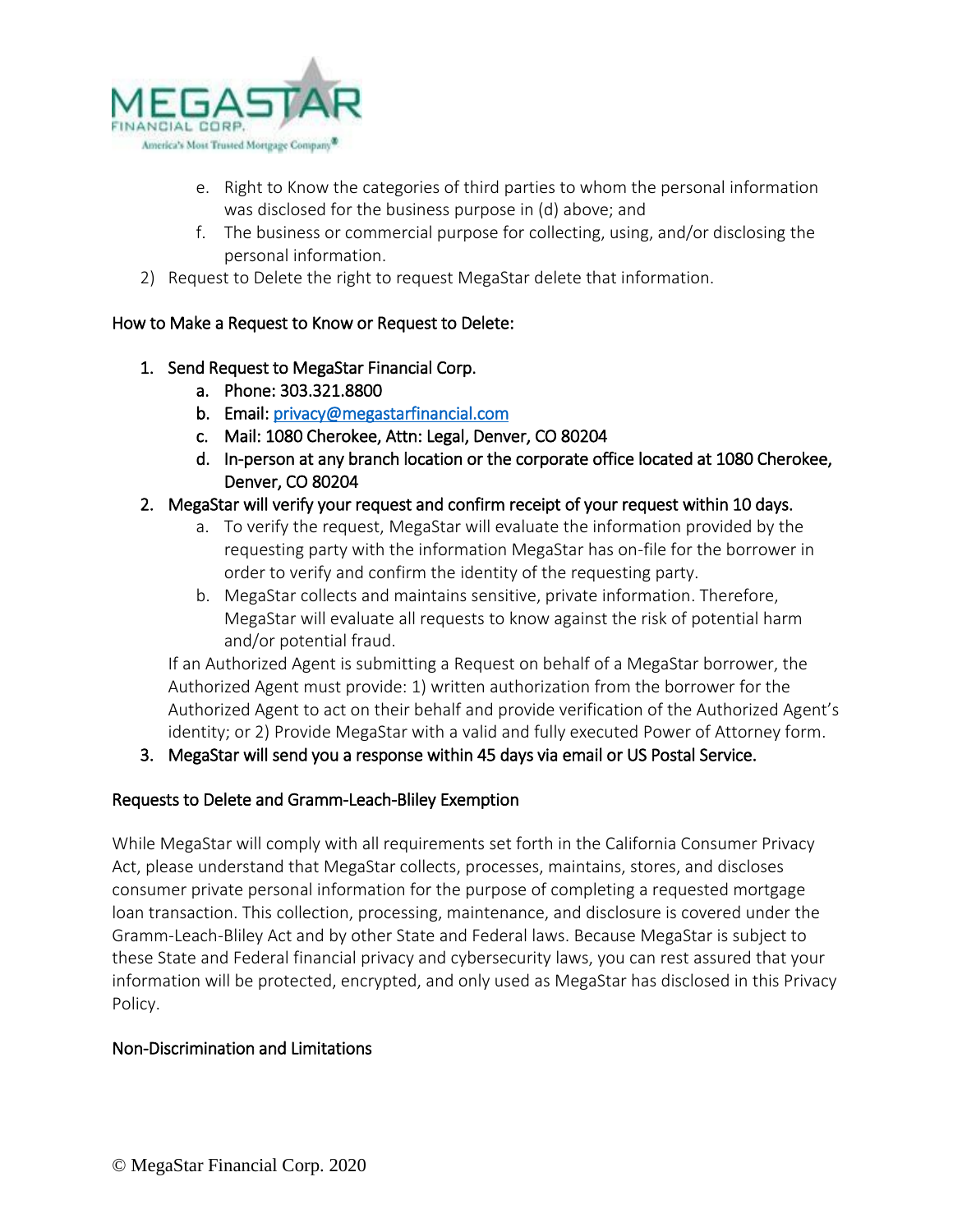e. Right to Know the categories of third parties to whom the personal information was disclosed for the business purpose in (d) above; and
   f. The business or commercial purpose for collecting, using, and/or disclosing the personal information.

2) Request to Delete the right to request MegaStar delete that information.

### How to Make a Request to Know or Request to Delete:

1. **Send Request to MegaStar Financial Corp.**
   a. **Phone: 303.321.8800**
   b. **Email: privacy@megastarfinancial.com**
   c. **Mail: 1080 Cherokee, Attn: Legal, Denver, CO 80204**
   d. **In-person at any branch location or the corporate office located at 1080 Cherokee, Denver, CO 80204**
2. **MegaStar will verify your request and confirm receipt of your request within 10 days.**
   a. To verify the request, MegaStar will evaluate the information provided by the requesting party with the information MegaStar has on-file for the borrower in order to verify and confirm the identity of the requesting party.
   b. MegaStar collects and maintains sensitive, private information. Therefore, MegaStar will evaluate all requests to know against the risk of potential harm and/or potential fraud.

   If an Authorized Agent is submitting a Request on behalf of a MegaStar borrower, the Authorized Agent must provide: 1) written authorization from the borrower for the Authorized Agent to act on their behalf and provide verification of the Authorized Agent's identity; or 2) Provide MegaStar with a valid and fully executed Power of Attorney form.
3. **MegaStar will send you a response within 45 days via email or US Postal Service.**

### Requests to Delete and Gramm-Leach-Bliley Exemption

While MegaStar will comply with all requirements set forth in the California Consumer Privacy Act, please understand that MegaStar collects, processes, maintains, stores, and discloses consumer private personal information for the purpose of completing a requested mortgage loan transaction. This collection, processing, maintenance, and disclosure is covered under the Gramm-Leach-Bliley Act and by other State and Federal laws. Because MegaStar is subject to these State and Federal financial privacy and cybersecurity laws, you can rest assured that your information will be protected, encrypted, and only used as MegaStar has disclosed in this Privacy Policy.

### Non-Discrimination and Limitations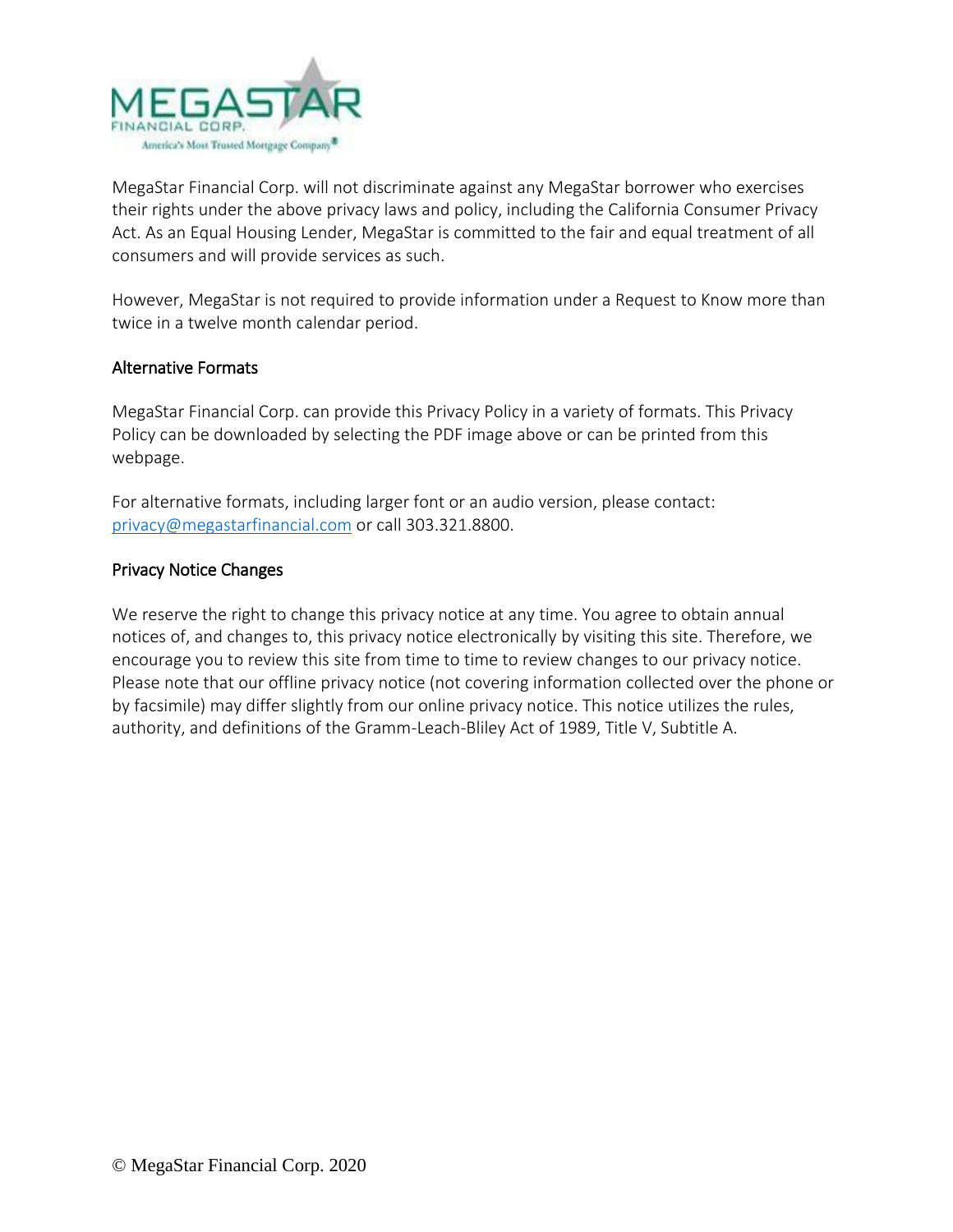MegaStar Financial Corp. will not discriminate against any MegaStar borrower who exercises their rights under the above privacy laws and policy, including the California Consumer Privacy Act. As an Equal Housing Lender, MegaStar is committed to the fair and equal treatment of all consumers and will provide services as such.

However, MegaStar is not required to provide information under a Request to Know more than twice in a twelve month calendar period.

## Alternative Formats

MegaStar Financial Corp. can provide this Privacy Policy in a variety of formats. This Privacy Policy can be downloaded by selecting the PDF image above or can be printed from this webpage.

For alternative formats, including larger font or an audio version, please contact: privacy@megastarfinancial.com or call 303.321.8800.

## Privacy Notice Changes

We reserve the right to change this privacy notice at any time. You agree to obtain annual notices of, and changes to, this privacy notice electronically by visiting this site. Therefore, we encourage you to review this site from time to time to review changes to our privacy notice. Please note that our offline privacy notice (not covering information collected over the phone or by facsimile) may differ slightly from our online privacy notice. This notice utilizes the rules, authority, and definitions of the Gramm-Leach-Bliley Act of 1989, Title V, Subtitle A.

© MegaStar Financial Corp. 2020